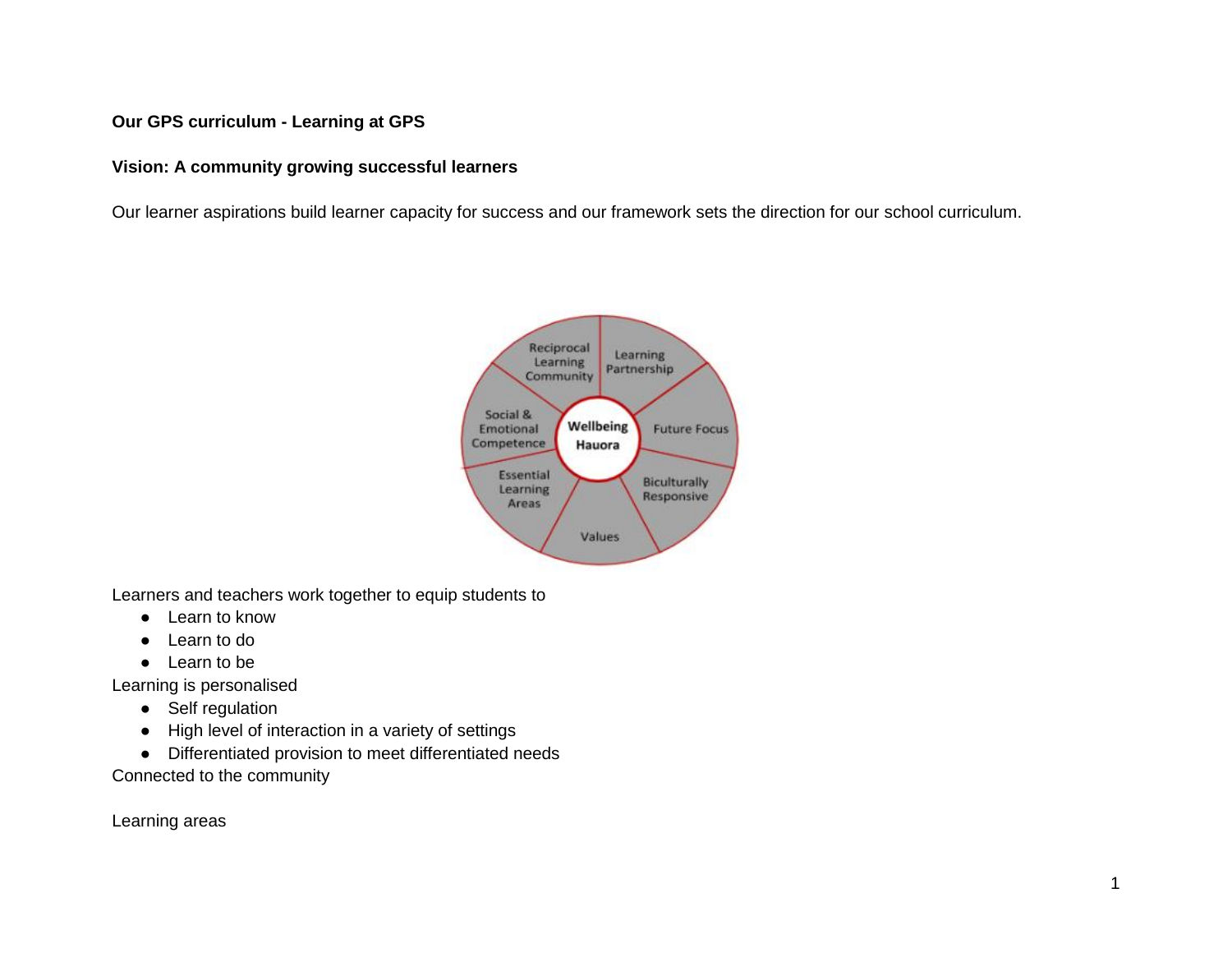**Our GPS curriculum - Learning at GPS**

**Vision: A community growing successful learners**

Our learner aspirations build learner capacity for success and our framework sets the direction for our school curriculum.

Learners and teachers work together to equip students to

- Learn to know
- Learn to do
- Learn to be

Learning is personalised

- Self regulation
- High level of interaction in a variety of settings
- Differentiated provision to meet differentiated needs

Connected to the community

Learning areas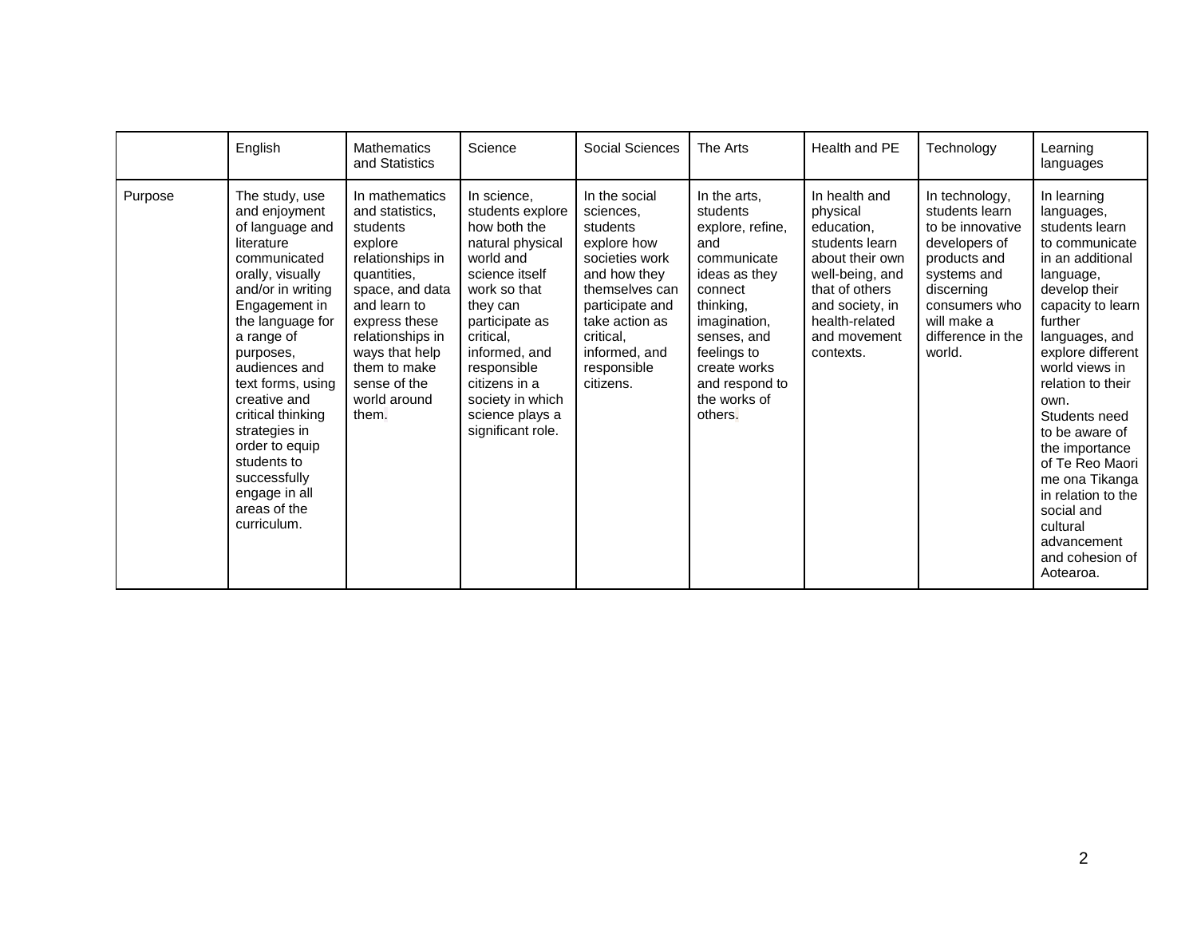| | English | Mathematics and Statistics | Science | Social Sciences | The Arts | Health and PE | Technology | Learning languages |
|---|---|---|---|---|---|---|---|---|
| Purpose | The study, use and enjoyment of language and literature communicated orally, visually and/or in writing Engagement in the language for a range of purposes, audiences and text forms, using creative and critical thinking strategies in order to equip students to successfully engage in all areas of the curriculum. | In mathematics and statistics, students explore relationships in quantities, space, and data and learn to express these relationships in ways that help them to make sense of the world around them. | In science, students explore how both the natural physical world and science itself work so that they can participate as critical, informed, and responsible citizens in a society in which science plays a significant role. | In the social sciences, students explore how societies work and how they themselves can participate and take action as critical, informed, and responsible citizens. | In the arts, students explore, refine, and communicate ideas as they connect thinking, imagination, senses, and feelings to create works and respond to the works of others. | In health and physical education, students learn about their own well-being, and that of others and society, in health-related and movement contexts. | In technology, students learn to be innovative developers of products and systems and discerning consumers who will make a difference in the world. | In learning languages, students learn to communicate in an additional language, develop their capacity to learn further languages, and explore different world views in relation to their own. Students need to be aware of the importance of Te Reo Maori me ona Tikanga in relation to the social and cultural advancement and cohesion of Aotearoa. |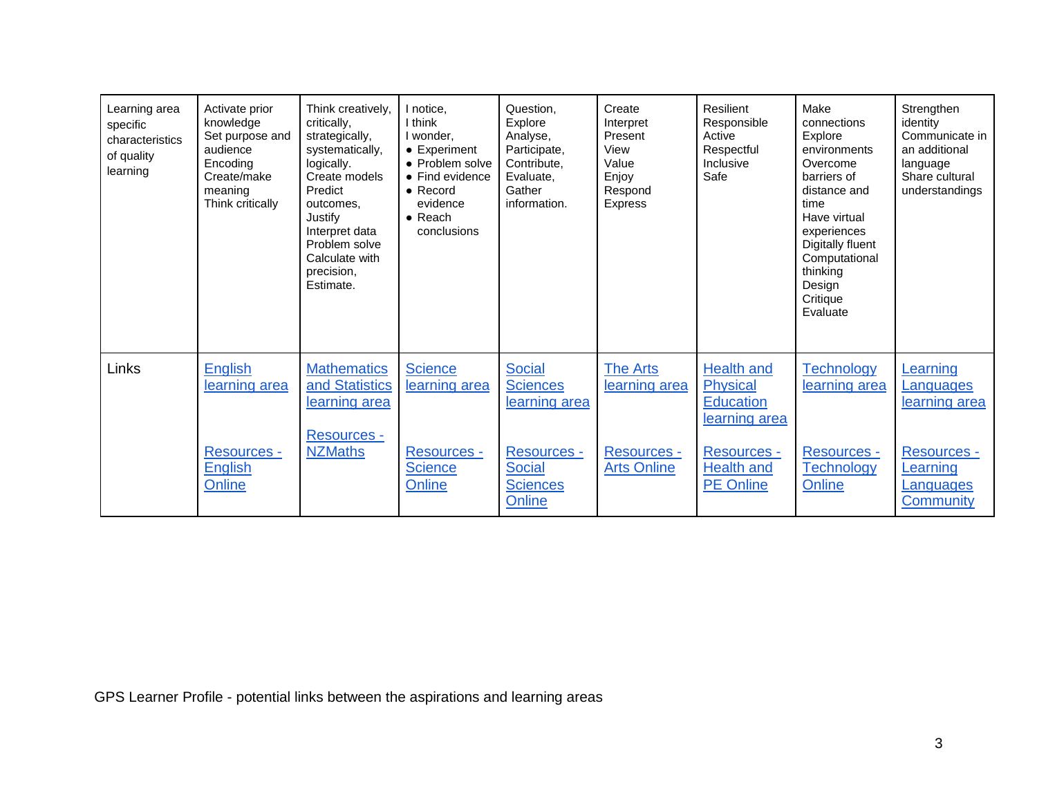| Learning area specific characteristics of quality learning | Activate prior knowledge<br>Set purpose and audience<br>Encoding<br>Create/make meaning<br>Think critically | Think creatively, critically, strategically, systematically, logically.<br>Create models<br>Predict outcomes,<br>Justify<br>Interpret data<br>Problem solve<br>Calculate with precision,<br>Estimate. | I notice,<br>I think<br>I wonder,<br>● Experiment<br>● Problem solve<br>● Find evidence<br>● Record evidence<br>● Reach conclusions | Question,<br>Explore<br>Analyse,<br>Participate,<br>Contribute,<br>Evaluate,<br>Gather information. | Create<br>Interpret<br>Present<br>View<br>Value<br>Enjoy<br>Respond<br>Express | Resilient<br>Responsible<br>Active<br>Respectful<br>Inclusive<br>Safe | Make connections<br>Explore environments<br>Overcome barriers of distance and time<br>Have virtual experiences<br>Digitally fluent<br>Computational thinking<br>Design<br>Critique<br>Evaluate | Strengthen identity<br>Communicate in an additional language<br>Share cultural understandings |
|---|---|---|---|---|---|---|---|---|
| Links | English learning area<br><br>Resources - English Online | Mathematics and Statistics learning area<br><br>Resources - NZMaths | Science learning area<br><br>Resources - Science Online | Social Sciences learning area<br><br>Resources - Social Sciences Online | The Arts learning area<br><br>Resources - Arts Online | Health and Physical Education learning area<br><br>Resources - Health and PE Online | Technology learning area<br><br>Resources - Technology Online | Learning Languages learning area<br><br>Resources - Learning Languages Community |

GPS Learner Profile - potential links between the aspirations and learning areas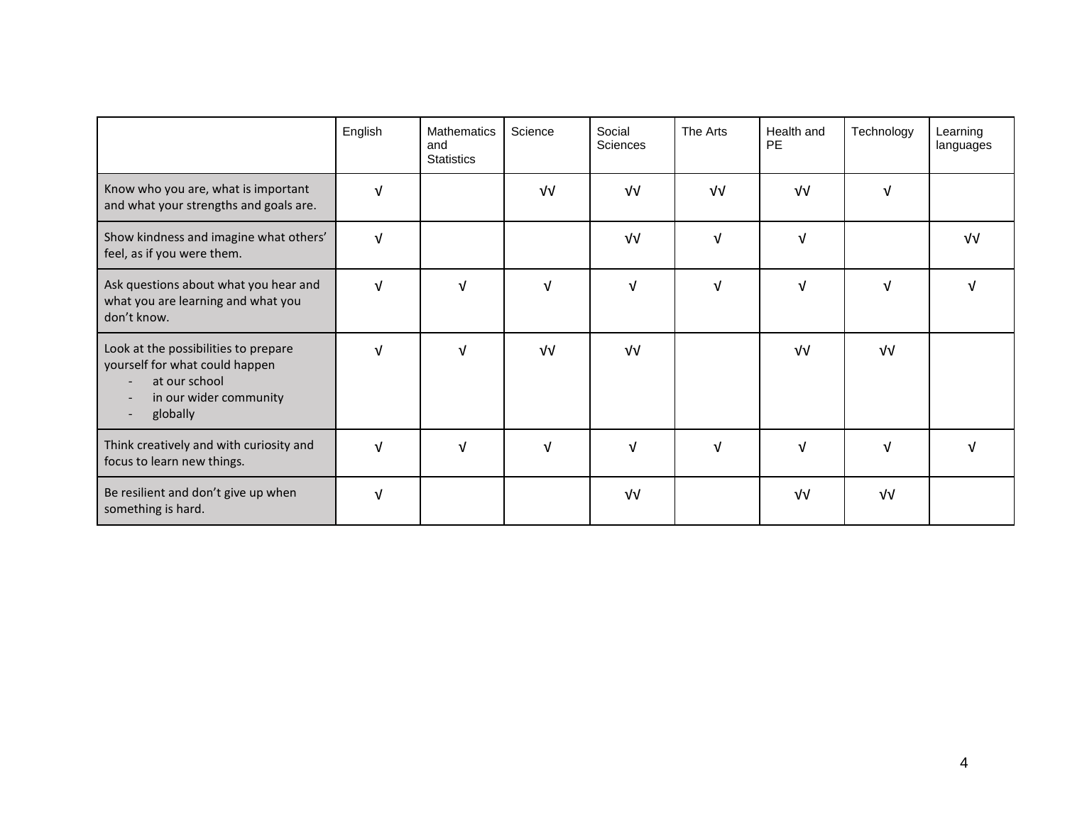| | English | Mathematics and Statistics | Science | Social Sciences | The Arts | Health and PE | Technology | Learning languages |
|---|---|---|---|---|---|---|---|---|
| Know who you are, what is important and what your strengths and goals are. | √ | | √√ | √√ | √√ | √√ | √ | |
| Show kindness and imagine what others' feel, as if you were them. | √ | | | √√ | √ | √ | | √√ |
| Ask questions about what you hear and what you are learning and what you don't know. | √ | √ | √ | √ | √ | √ | √ | √ |
| Look at the possibilities to prepare yourself for what could happen<br>- at our school<br>- in our wider community<br>- globally | √ | √ | √√ | √√ | | √√ | √√ | |
| Think creatively and with curiosity and focus to learn new things. | √ | √ | √ | √ | √ | √ | √ | √ |
| Be resilient and don't give up when something is hard. | √ | | | √√ | | √√ | √√ | |